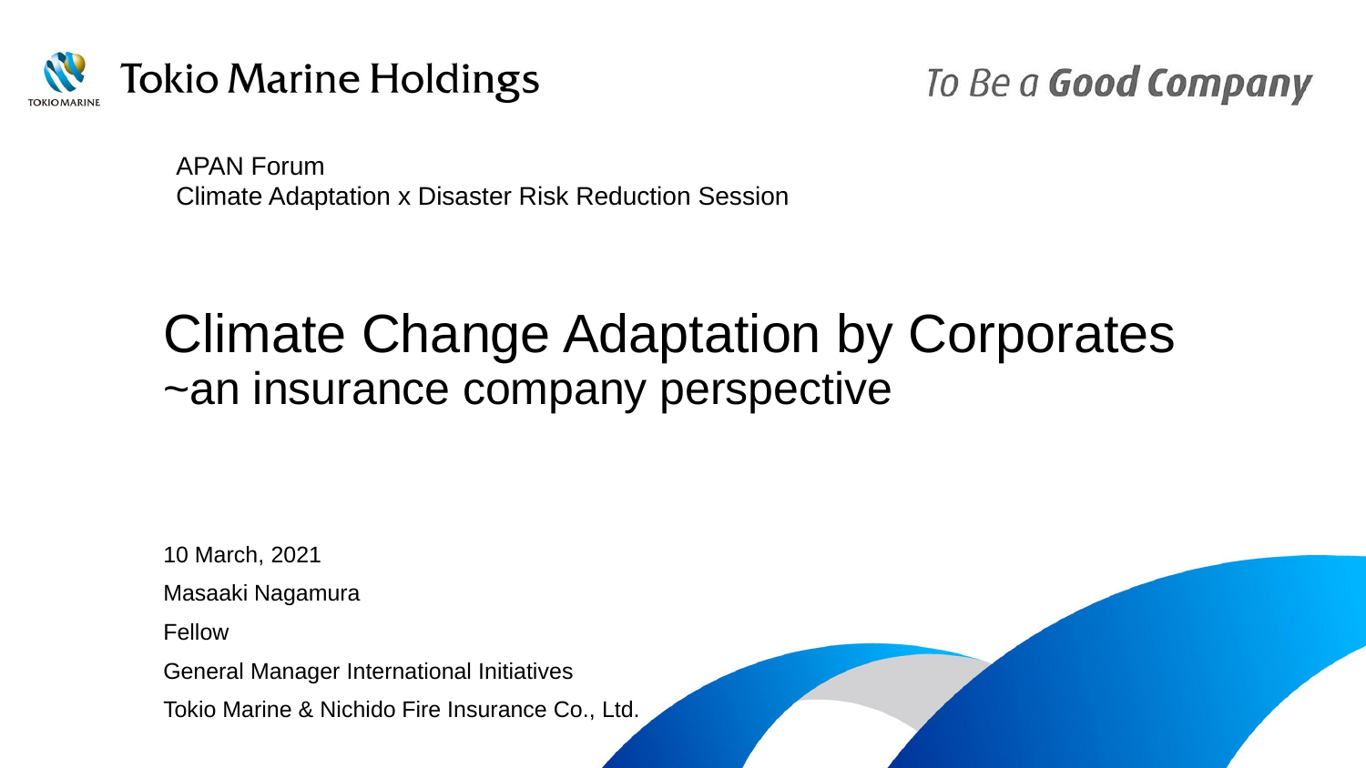Tokio Marine Holdings

*To Be a* **Good Company**

APAN Forum
Climate Adaptation x Disaster Risk Reduction Session

# Climate Change Adaptation by Corporates
## ~an insurance company perspective

10 March, 2021

Masaaki Nagamura

Fellow

General Manager International Initiatives

Tokio Marine & Nichido Fire Insurance Co., Ltd.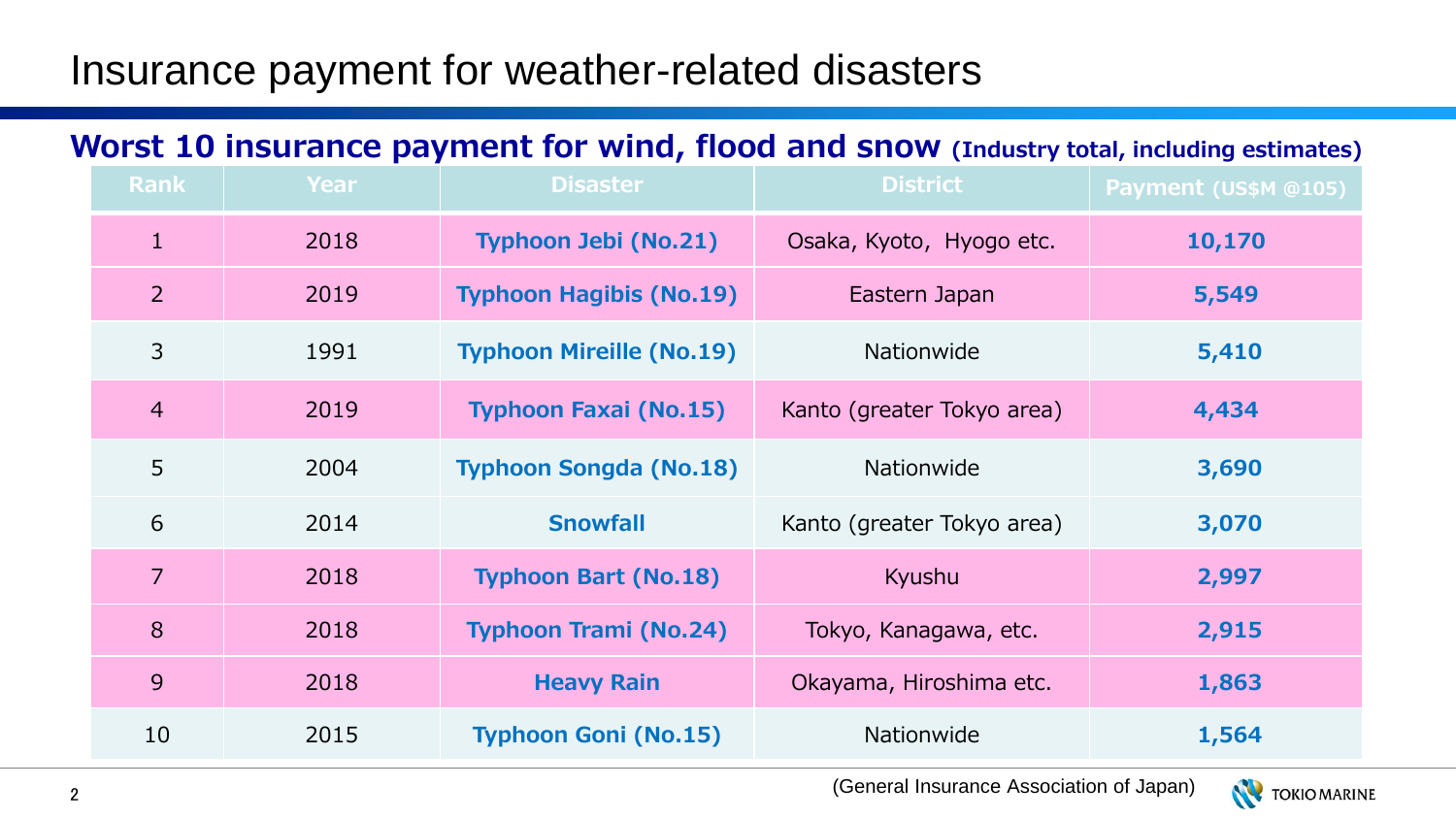# Insurance payment for weather-related disasters

## Worst 10 insurance payment for wind, flood and snow (Industry total, including estimates)

| Rank | Year | Disaster | District | Payment (US$M @105) |
|---|---|---|---|---|
| 1 | 2018 | **Typhoon Jebi (No.21)** | Osaka, Kyoto, Hyogo etc. | **10,170** |
| 2 | 2019 | **Typhoon Hagibis (No.19)** | Eastern Japan | **5,549** |
| 3 | 1991 | **Typhoon Mireille (No.19)** | Nationwide | **5,410** |
| 4 | 2019 | **Typhoon Faxai (No.15)** | Kanto (greater Tokyo area) | **4,434** |
| 5 | 2004 | **Typhoon Songda (No.18)** | Nationwide | **3,690** |
| 6 | 2014 | **Snowfall** | Kanto (greater Tokyo area) | **3,070** |
| 7 | 2018 | **Typhoon Bart (No.18)** | Kyushu | **2,997** |
| 8 | 2018 | **Typhoon Trami (No.24)** | Tokyo, Kanagawa, etc. | **2,915** |
| 9 | 2018 | **Heavy Rain** | Okayama, Hiroshima etc. | **1,863** |
| 10 | 2015 | **Typhoon Goni (No.15)** | Nationwide | **1,564** |

(General Insurance Association of Japan)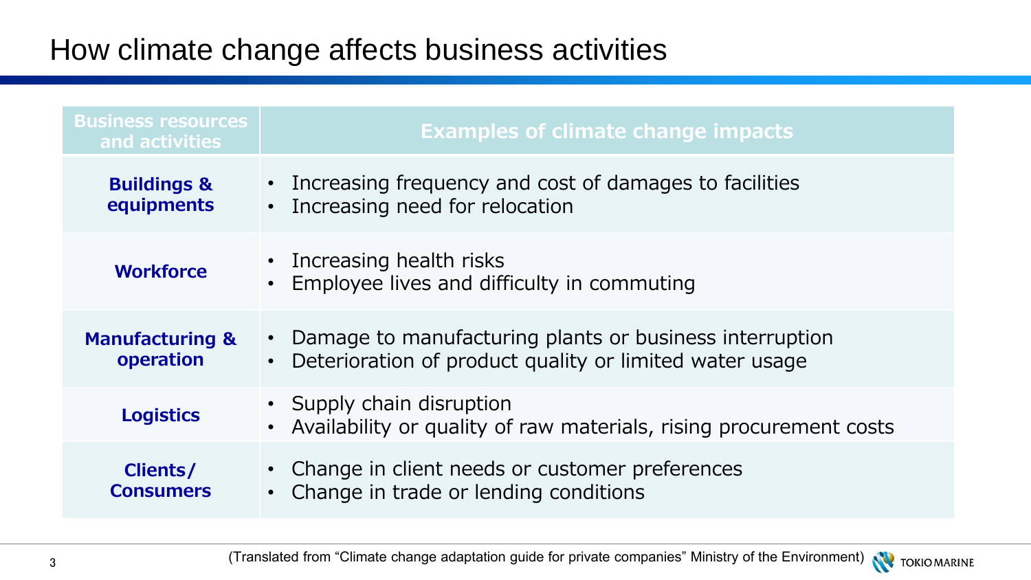# How climate change affects business activities

| Business resources and activities | Examples of climate change impacts |
|---|---|
| **Buildings & equipments** | • Increasing frequency and cost of damages to facilities<br>• Increasing need for relocation |
| **Workforce** | • Increasing health risks<br>• Employee lives and difficulty in commuting |
| **Manufacturing & operation** | • Damage to manufacturing plants or business interruption<br>• Deterioration of product quality or limited water usage |
| **Logistics** | • Supply chain disruption<br>• Availability or quality of raw materials, rising procurement costs |
| **Clients/ Consumers** | • Change in client needs or customer preferences<br>• Change in trade or lending conditions |

(Translated from "Climate change adaptation guide for private companies" Ministry of the Environment)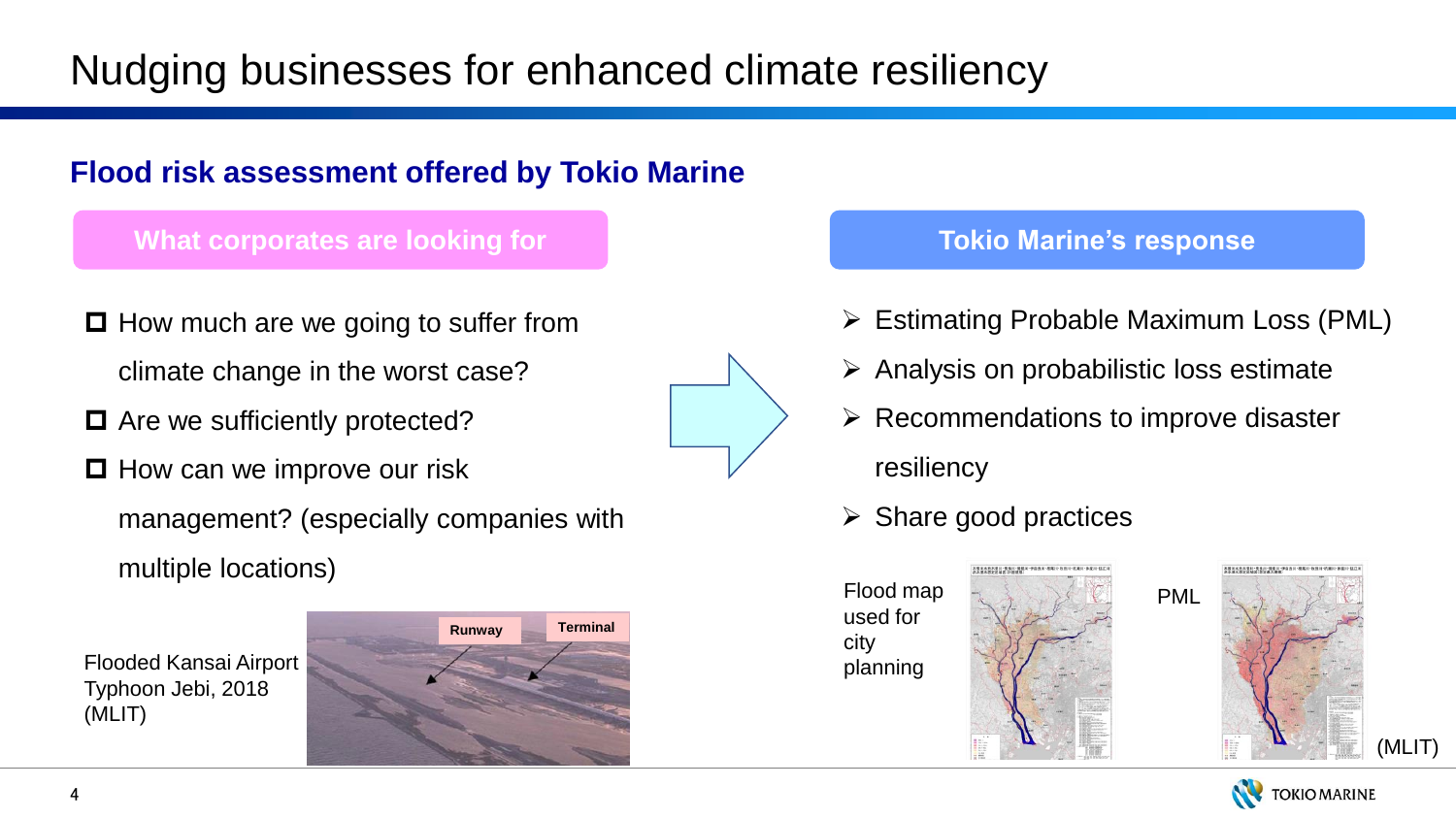# Nudging businesses for enhanced climate resiliency

## Flood risk assessment offered by Tokio Marine

**What corporates are looking for**

- How much are we going to suffer from climate change in the worst case?
- Are we sufficiently protected?
- How can we improve our risk management? (especially companies with multiple locations)

**Tokio Marine's response**

- Estimating Probable Maximum Loss (PML)
- Analysis on probabilistic loss estimate
- Recommendations to improve disaster resiliency
- Share good practices

Flooded Kansai Airport Typhoon Jebi, 2018 (MLIT)

Runway

Terminal

Flood map used for city planning

PML

(MLIT)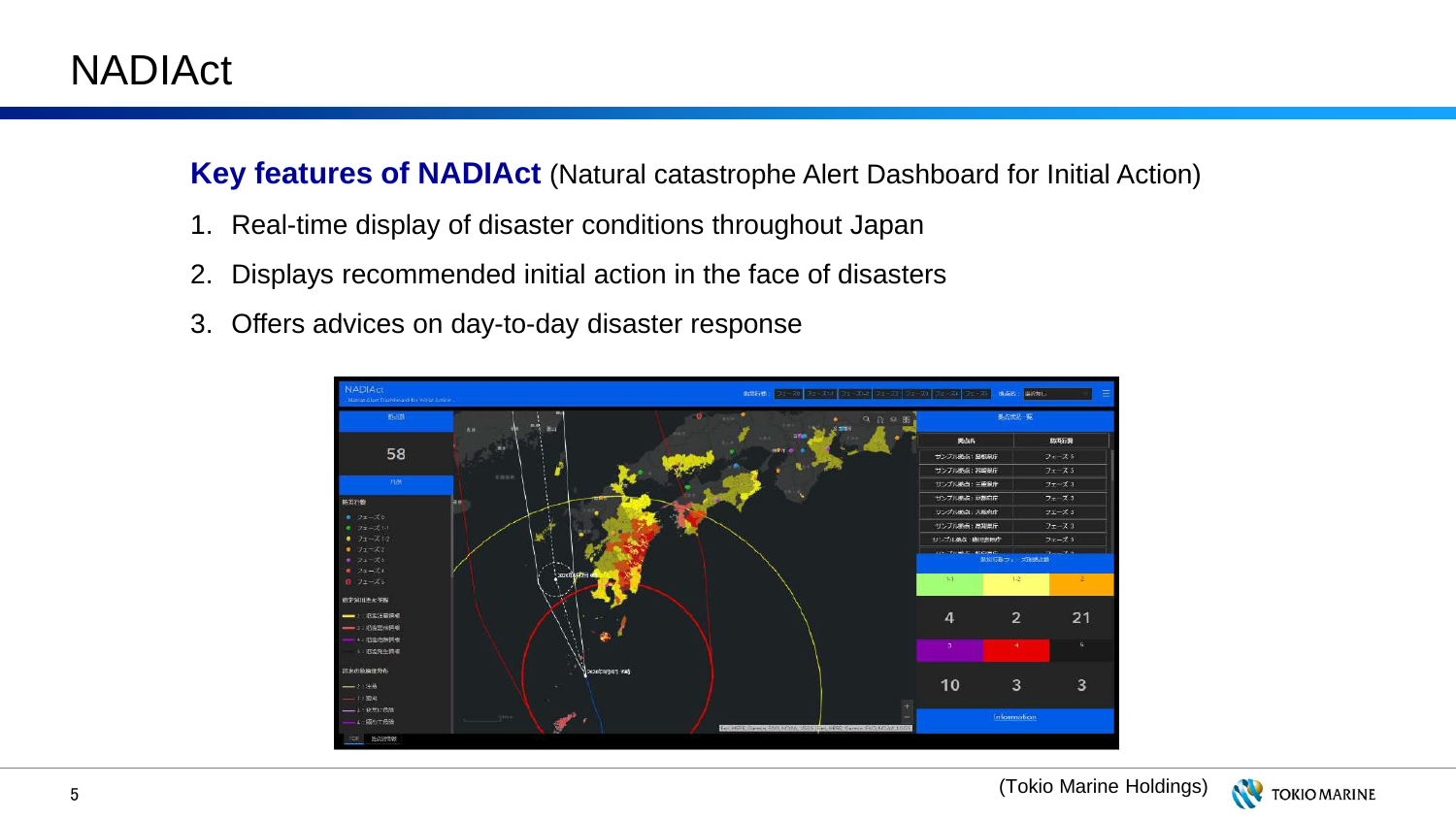# NADIAct

**Key features of NADIAct** (Natural catastrophe Alert Dashboard for Initial Action)

1. Real-time display of disaster conditions throughout Japan
2. Displays recommended initial action in the face of disasters
3. Offers advices on day-to-day disaster response

(Tokio Marine Holdings)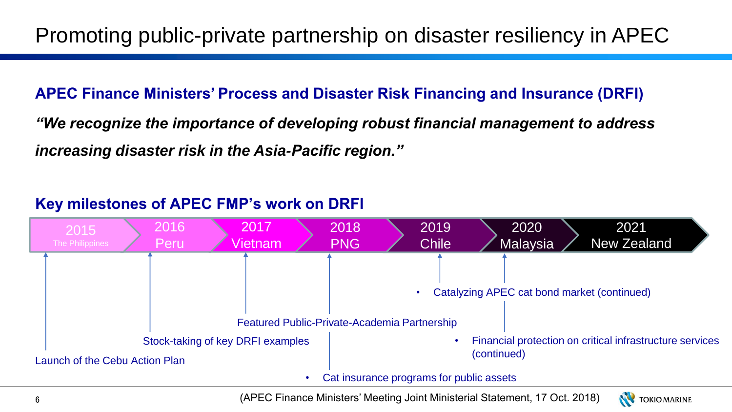# Promoting public-private partnership on disaster resiliency in APEC

**APEC Finance Ministers' Process and Disaster Risk Financing and Insurance (DRFI)**

***"We recognize the importance of developing robust financial management to address increasing disaster risk in the Asia-Pacific region."***

(APEC Finance Ministers' Meeting Joint Ministerial Statement, 17 Oct. 2018)

**Key milestones of APEC FMP's work on DRFI**

2015
The Philippines

2016
Peru

2017
Vietnam

2018
PNG

2019
Chile

2020
Malaysia

2021
New Zealand

Launch of the Cebu Action Plan

Stock-taking of key DRFI examples

Featured Public-Private-Academia Partnership

- Cat insurance programs for public assets

- Catalyzing APEC cat bond market (continued)

- Financial protection on critical infrastructure services (continued)